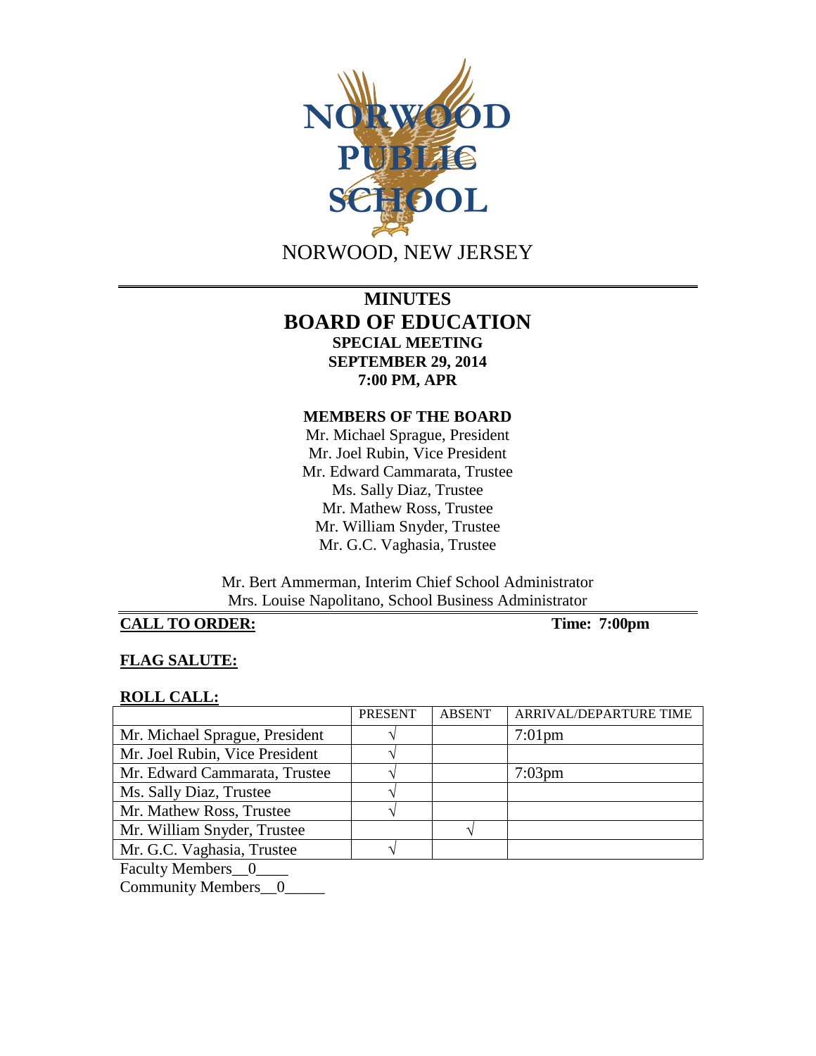NORWOOD PUBLIC SCHOOL

NORWOOD, NEW JERSEY

# MINUTES
# BOARD OF EDUCATION
## SPECIAL MEETING
## SEPTEMBER 29, 2014
## 7:00 PM, APR

**MEMBERS OF THE BOARD**

Mr. Michael Sprague, President
Mr. Joel Rubin, Vice President
Mr. Edward Cammarata, Trustee
Ms. Sally Diaz, Trustee
Mr. Mathew Ross, Trustee
Mr. William Snyder, Trustee
Mr. G.C. Vaghasia, Trustee

Mr. Bert Ammerman, Interim Chief School Administrator
Mrs. Louise Napolitano, School Business Administrator

**CALL TO ORDER:** **Time: 7:00pm**

**FLAG SALUTE:**

**ROLL CALL:**

| | PRESENT | ABSENT | ARRIVAL/DEPARTURE TIME |
|---|---|---|---|
| Mr. Michael Sprague, President | √ | | 7:01pm |
| Mr. Joel Rubin, Vice President | √ | | |
| Mr. Edward Cammarata, Trustee | √ | | 7:03pm |
| Ms. Sally Diaz, Trustee | √ | | |
| Mr. Mathew Ross, Trustee | √ | | |
| Mr. William Snyder, Trustee | | √ | |
| Mr. G.C. Vaghasia, Trustee | √ | | |

Faculty Members__0____
Community Members__0_____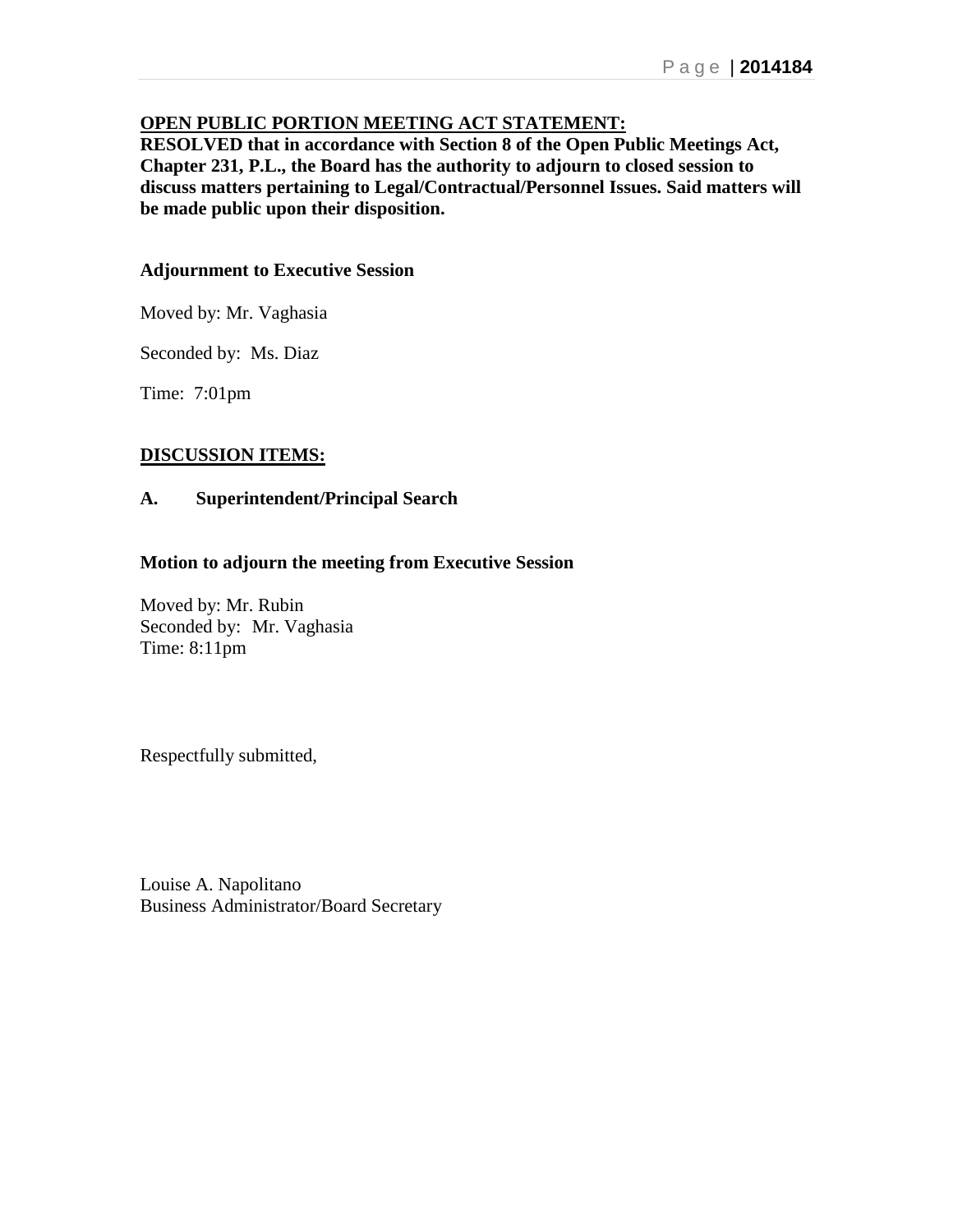**<u>OPEN PUBLIC PORTION MEETING ACT STATEMENT:</u>**

**RESOLVED that in accordance with Section 8 of the Open Public Meetings Act, Chapter 231, P.L., the Board has the authority to adjourn to closed session to discuss matters pertaining to Legal/Contractual/Personnel Issues. Said matters will be made public upon their disposition.**

**Adjournment to Executive Session**

Moved by: Mr. Vaghasia

Seconded by: Ms. Diaz

Time: 7:01pm

**<u>DISCUSSION ITEMS:</u>**

**A. Superintendent/Principal Search**

**Motion to adjourn the meeting from Executive Session**

Moved by: Mr. Rubin
Seconded by: Mr. Vaghasia
Time: 8:11pm

Respectfully submitted,

Louise A. Napolitano
Business Administrator/Board Secretary